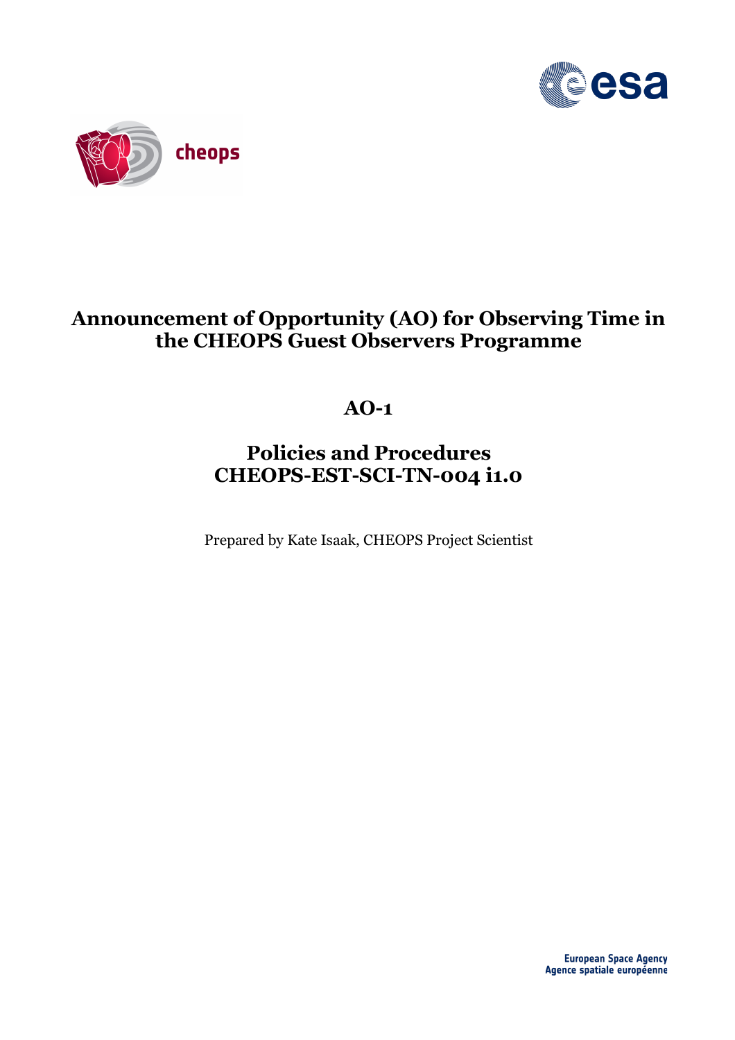# Announcement of Opportunity (AO) for Observing Time in the CHEOPS Guest Observers Programme

## AO-1

## Policies and Procedures CHEOPS-EST-SCI-TN-004 i1.0

Prepared by Kate Isaak, CHEOPS Project Scientist

European Space Agency
Agence spatiale européenne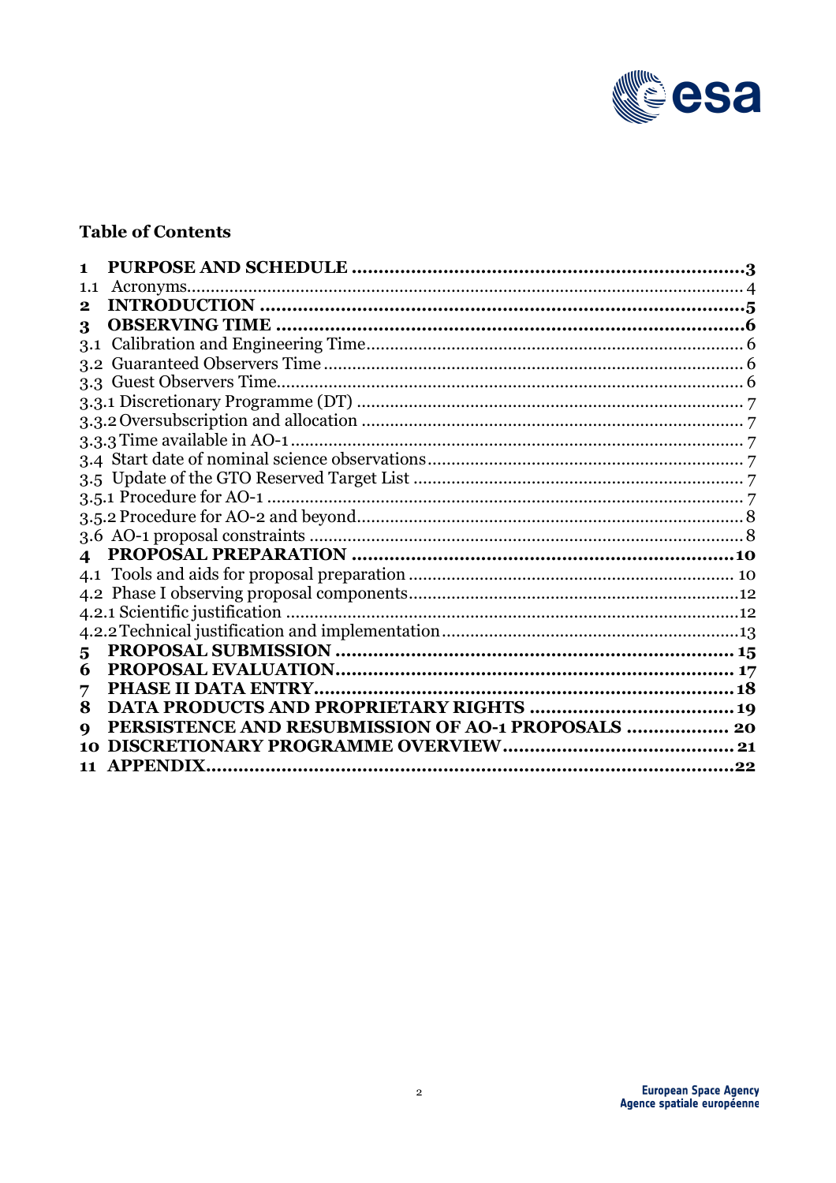## Table of Contents

| | | |
|---|---|---|
| **1** | **PURPOSE AND SCHEDULE** | **3** |
| 1.1 | Acronyms | 4 |
| **2** | **INTRODUCTION** | **5** |
| **3** | **OBSERVING TIME** | **6** |
| 3.1 | Calibration and Engineering Time | 6 |
| 3.2 | Guaranteed Observers Time | 6 |
| 3.3 | Guest Observers Time | 6 |
| 3.3.1 | Discretionary Programme (DT) | 7 |
| 3.3.2 | Oversubscription and allocation | 7 |
| 3.3.3 | Time available in AO-1 | 7 |
| 3.4 | Start date of nominal science observations | 7 |
| 3.5 | Update of the GTO Reserved Target List | 7 |
| 3.5.1 | Procedure for AO-1 | 7 |
| 3.5.2 | Procedure for AO-2 and beyond | 8 |
| 3.6 | AO-1 proposal constraints | 8 |
| **4** | **PROPOSAL PREPARATION** | **10** |
| 4.1 | Tools and aids for proposal preparation | 10 |
| 4.2 | Phase I observing proposal components | 12 |
| 4.2.1 | Scientific justification | 12 |
| 4.2.2 | Technical justification and implementation | 13 |
| **5** | **PROPOSAL SUBMISSION** | **15** |
| **6** | **PROPOSAL EVALUATION** | **17** |
| **7** | **PHASE II DATA ENTRY** | **18** |
| **8** | **DATA PRODUCTS AND PROPRIETARY RIGHTS** | **19** |
| **9** | **PERSISTENCE AND RESUBMISSION OF AO-1 PROPOSALS** | **20** |
| **10** | **DISCRETIONARY PROGRAMME OVERVIEW** | **21** |
| **11** | **APPENDIX** | **22** |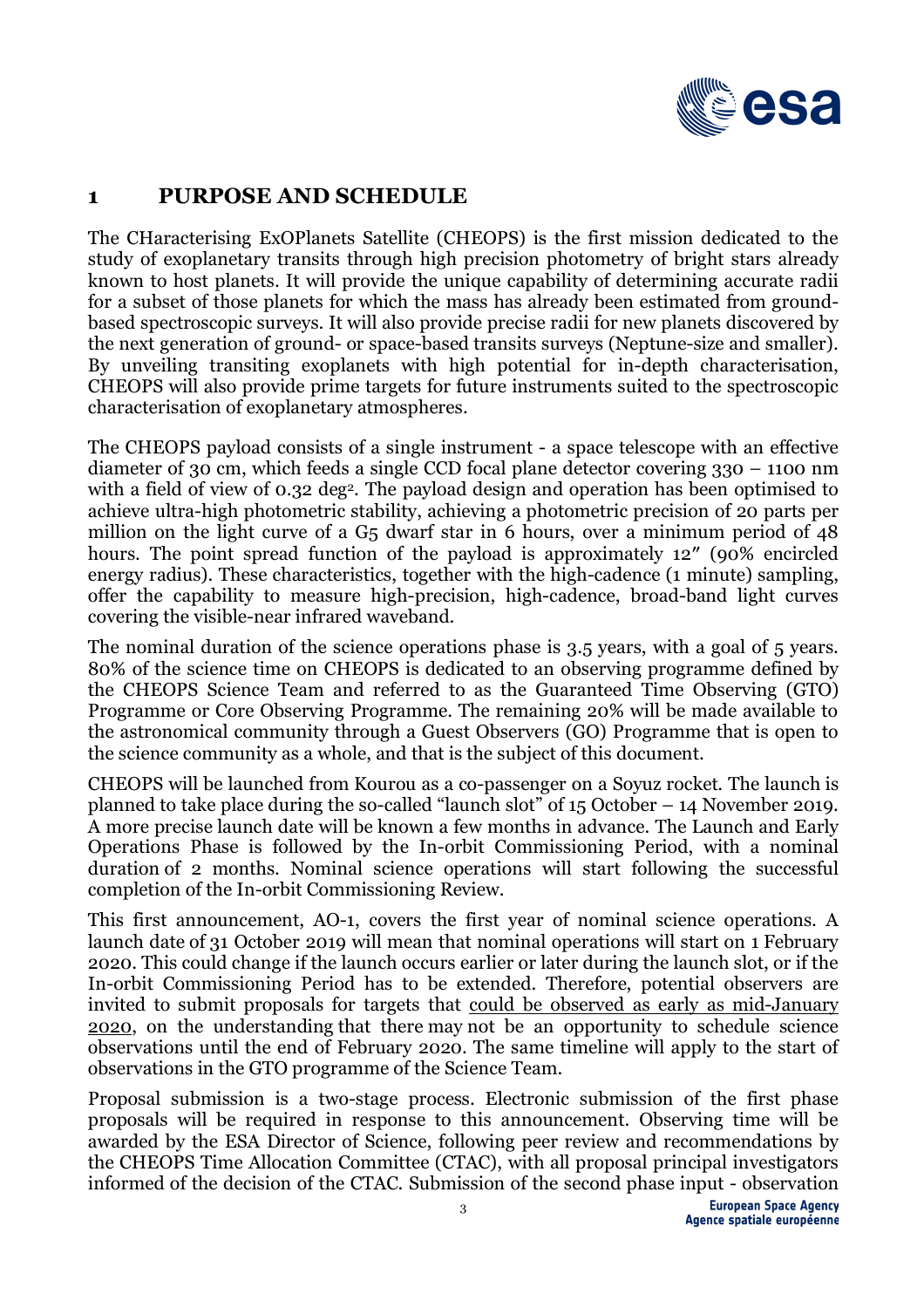# 1 PURPOSE AND SCHEDULE

The CHaracterising ExOPlanets Satellite (CHEOPS) is the first mission dedicated to the study of exoplanetary transits through high precision photometry of bright stars already known to host planets. It will provide the unique capability of determining accurate radii for a subset of those planets for which the mass has already been estimated from ground-based spectroscopic surveys. It will also provide precise radii for new planets discovered by the next generation of ground- or space-based transits surveys (Neptune-size and smaller). By unveiling transiting exoplanets with high potential for in-depth characterisation, CHEOPS will also provide prime targets for future instruments suited to the spectroscopic characterisation of exoplanetary atmospheres.

The CHEOPS payload consists of a single instrument - a space telescope with an effective diameter of 30 cm, which feeds a single CCD focal plane detector covering 330 – 1100 nm with a field of view of 0.32 deg$^2$. The payload design and operation has been optimised to achieve ultra-high photometric stability, achieving a photometric precision of 20 parts per million on the light curve of a G5 dwarf star in 6 hours, over a minimum period of 48 hours. The point spread function of the payload is approximately 12″ (90% encircled energy radius). These characteristics, together with the high-cadence (1 minute) sampling, offer the capability to measure high-precision, high-cadence, broad-band light curves covering the visible-near infrared waveband.

The nominal duration of the science operations phase is 3.5 years, with a goal of 5 years. 80% of the science time on CHEOPS is dedicated to an observing programme defined by the CHEOPS Science Team and referred to as the Guaranteed Time Observing (GTO) Programme or Core Observing Programme. The remaining 20% will be made available to the astronomical community through a Guest Observers (GO) Programme that is open to the science community as a whole, and that is the subject of this document.

CHEOPS will be launched from Kourou as a co-passenger on a Soyuz rocket. The launch is planned to take place during the so-called "launch slot" of 15 October – 14 November 2019. A more precise launch date will be known a few months in advance. The Launch and Early Operations Phase is followed by the In-orbit Commissioning Period, with a nominal duration of 2 months. Nominal science operations will start following the successful completion of the In-orbit Commissioning Review.

This first announcement, AO-1, covers the first year of nominal science operations. A launch date of 31 October 2019 will mean that nominal operations will start on 1 February 2020. This could change if the launch occurs earlier or later during the launch slot, or if the In-orbit Commissioning Period has to be extended. Therefore, potential observers are invited to submit proposals for targets that <u>could be observed as early as mid-January 2020</u>, on the understanding that there may not be an opportunity to schedule science observations until the end of February 2020. The same timeline will apply to the start of observations in the GTO programme of the Science Team.

Proposal submission is a two-stage process. Electronic submission of the first phase proposals will be required in response to this announcement. Observing time will be awarded by the ESA Director of Science, following peer review and recommendations by the CHEOPS Time Allocation Committee (CTAC), with all proposal principal investigators informed of the decision of the CTAC. Submission of the second phase input - observation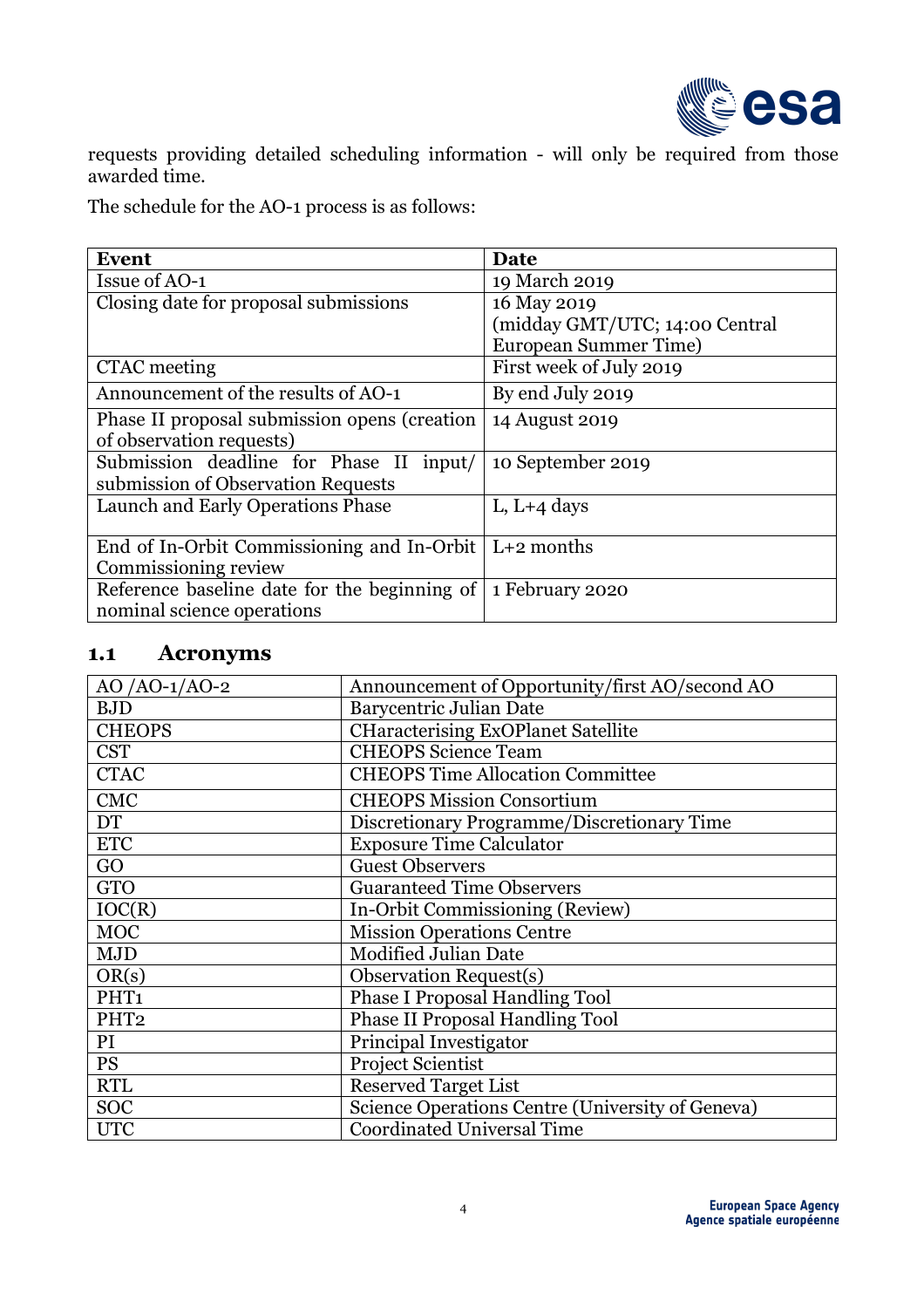requests providing detailed scheduling information - will only be required from those awarded time.

The schedule for the AO-1 process is as follows:

| Event | Date |
|---|---|
| Issue of AO-1 | 19 March 2019 |
| Closing date for proposal submissions | 16 May 2019 (midday GMT/UTC; 14:00 Central European Summer Time) |
| CTAC meeting | First week of July 2019 |
| Announcement of the results of AO-1 | By end July 2019 |
| Phase II proposal submission opens (creation of observation requests) | 14 August 2019 |
| Submission deadline for Phase II input/ submission of Observation Requests | 10 September 2019 |
| Launch and Early Operations Phase | L, L+4 days |
| End of In-Orbit Commissioning and In-Orbit Commissioning review | L+2 months |
| Reference baseline date for the beginning of nominal science operations | 1 February 2020 |

## 1.1 Acronyms

| | |
|---|---|
| AO /AO-1/AO-2 | Announcement of Opportunity/first AO/second AO |
| BJD | Barycentric Julian Date |
| CHEOPS | CHaracterising ExOPlanet Satellite |
| CST | CHEOPS Science Team |
| CTAC | CHEOPS Time Allocation Committee |
| CMC | CHEOPS Mission Consortium |
| DT | Discretionary Programme/Discretionary Time |
| ETC | Exposure Time Calculator |
| GO | Guest Observers |
| GTO | Guaranteed Time Observers |
| IOC(R) | In-Orbit Commissioning (Review) |
| MOC | Mission Operations Centre |
| MJD | Modified Julian Date |
| OR(s) | Observation Request(s) |
| PHT1 | Phase I Proposal Handling Tool |
| PHT2 | Phase II Proposal Handling Tool |
| PI | Principal Investigator |
| PS | Project Scientist |
| RTL | Reserved Target List |
| SOC | Science Operations Centre (University of Geneva) |
| UTC | Coordinated Universal Time |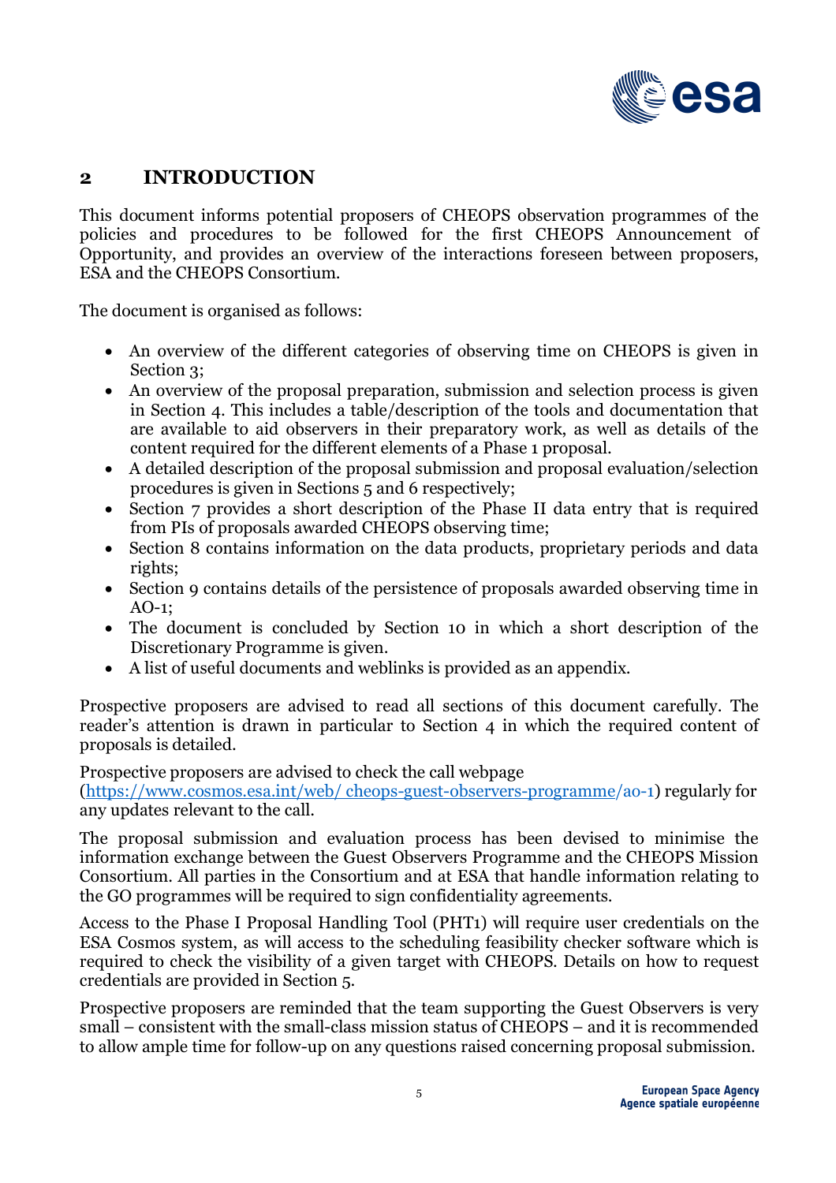## 2 INTRODUCTION

This document informs potential proposers of CHEOPS observation programmes of the policies and procedures to be followed for the first CHEOPS Announcement of Opportunity, and provides an overview of the interactions foreseen between proposers, ESA and the CHEOPS Consortium.

The document is organised as follows:

- An overview of the different categories of observing time on CHEOPS is given in Section 3;
- An overview of the proposal preparation, submission and selection process is given in Section 4. This includes a table/description of the tools and documentation that are available to aid observers in their preparatory work, as well as details of the content required for the different elements of a Phase 1 proposal.
- A detailed description of the proposal submission and proposal evaluation/selection procedures is given in Sections 5 and 6 respectively;
- Section 7 provides a short description of the Phase II data entry that is required from PIs of proposals awarded CHEOPS observing time;
- Section 8 contains information on the data products, proprietary periods and data rights;
- Section 9 contains details of the persistence of proposals awarded observing time in AO-1;
- The document is concluded by Section 10 in which a short description of the Discretionary Programme is given.
- A list of useful documents and weblinks is provided as an appendix.

Prospective proposers are advised to read all sections of this document carefully. The reader's attention is drawn in particular to Section 4 in which the required content of proposals is detailed.

Prospective proposers are advised to check the call webpage (https://www.cosmos.esa.int/web/ cheops-guest-observers-programme/ao-1) regularly for any updates relevant to the call.

The proposal submission and evaluation process has been devised to minimise the information exchange between the Guest Observers Programme and the CHEOPS Mission Consortium. All parties in the Consortium and at ESA that handle information relating to the GO programmes will be required to sign confidentiality agreements.

Access to the Phase I Proposal Handling Tool (PHT1) will require user credentials on the ESA Cosmos system, as will access to the scheduling feasibility checker software which is required to check the visibility of a given target with CHEOPS. Details on how to request credentials are provided in Section 5.

Prospective proposers are reminded that the team supporting the Guest Observers is very small – consistent with the small-class mission status of CHEOPS – and it is recommended to allow ample time for follow-up on any questions raised concerning proposal submission.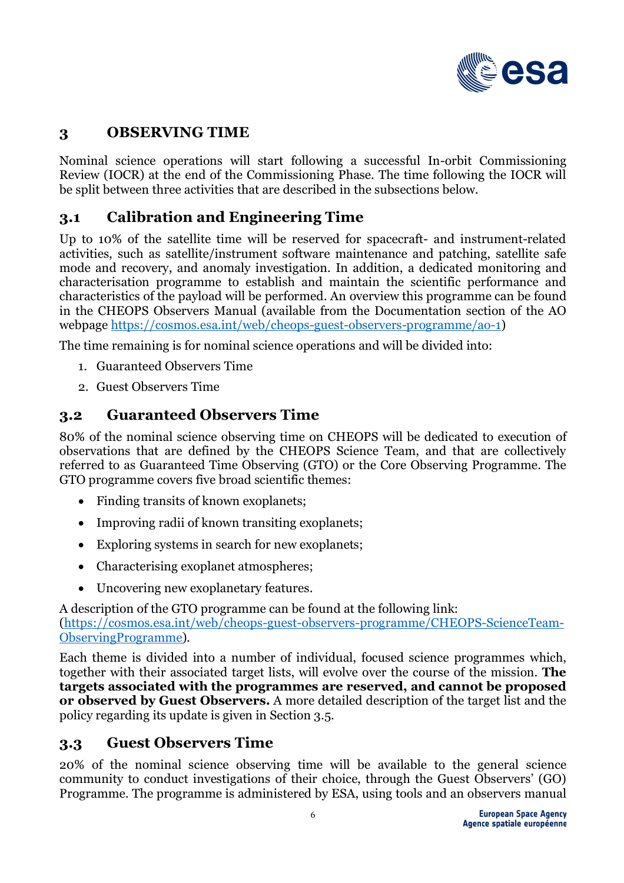# 3 OBSERVING TIME

Nominal science operations will start following a successful In-orbit Commissioning Review (IOCR) at the end of the Commissioning Phase. The time following the IOCR will be split between three activities that are described in the subsections below.

## 3.1 Calibration and Engineering Time

Up to 10% of the satellite time will be reserved for spacecraft- and instrument-related activities, such as satellite/instrument software maintenance and patching, satellite safe mode and recovery, and anomaly investigation. In addition, a dedicated monitoring and characterisation programme to establish and maintain the scientific performance and characteristics of the payload will be performed. An overview this programme can be found in the CHEOPS Observers Manual (available from the Documentation section of the AO webpage https://cosmos.esa.int/web/cheops-guest-observers-programme/ao-1)

The time remaining is for nominal science operations and will be divided into:

1. Guaranteed Observers Time
2. Guest Observers Time

## 3.2 Guaranteed Observers Time

80% of the nominal science observing time on CHEOPS will be dedicated to execution of observations that are defined by the CHEOPS Science Team, and that are collectively referred to as Guaranteed Time Observing (GTO) or the Core Observing Programme. The GTO programme covers five broad scientific themes:

- Finding transits of known exoplanets;
- Improving radii of known transiting exoplanets;
- Exploring systems in search for new exoplanets;
- Characterising exoplanet atmospheres;
- Uncovering new exoplanetary features.

A description of the GTO programme can be found at the following link: (https://cosmos.esa.int/web/cheops-guest-observers-programme/CHEOPS-ScienceTeam-ObservingProgramme).

Each theme is divided into a number of individual, focused science programmes which, together with their associated target lists, will evolve over the course of the mission. **The targets associated with the programmes are reserved, and cannot be proposed or observed by Guest Observers.** A more detailed description of the target list and the policy regarding its update is given in Section 3.5.

## 3.3 Guest Observers Time

20% of the nominal science observing time will be available to the general science community to conduct investigations of their choice, through the Guest Observers' (GO) Programme. The programme is administered by ESA, using tools and an observers manual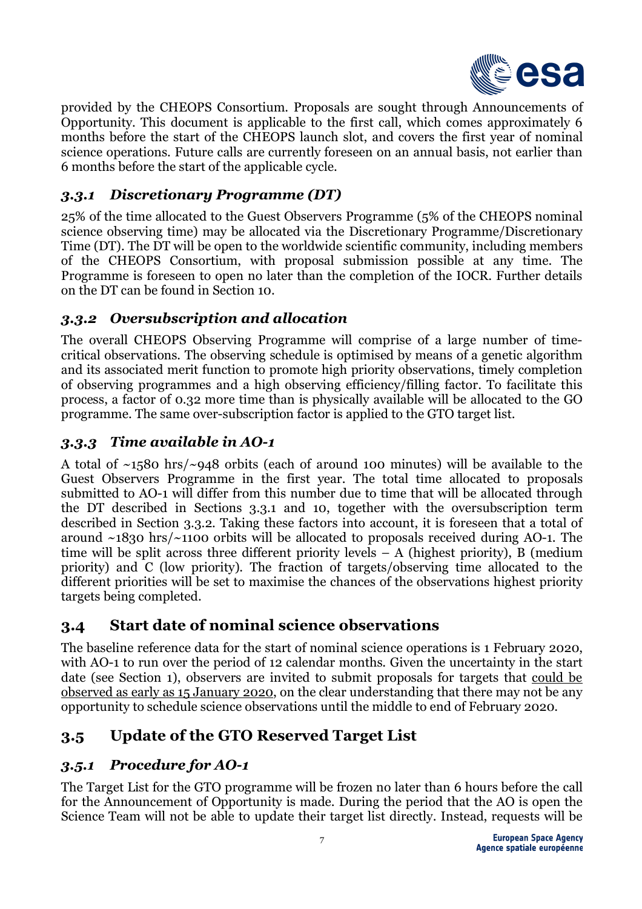provided by the CHEOPS Consortium. Proposals are sought through Announcements of Opportunity. This document is applicable to the first call, which comes approximately 6 months before the start of the CHEOPS launch slot, and covers the first year of nominal science operations. Future calls are currently foreseen on an annual basis, not earlier than 6 months before the start of the applicable cycle.

### *3.3.1 Discretionary Programme (DT)*

25% of the time allocated to the Guest Observers Programme (5% of the CHEOPS nominal science observing time) may be allocated via the Discretionary Programme/Discretionary Time (DT). The DT will be open to the worldwide scientific community, including members of the CHEOPS Consortium, with proposal submission possible at any time. The Programme is foreseen to open no later than the completion of the IOCR. Further details on the DT can be found in Section 10.

### *3.3.2 Oversubscription and allocation*

The overall CHEOPS Observing Programme will comprise of a large number of time-critical observations. The observing schedule is optimised by means of a genetic algorithm and its associated merit function to promote high priority observations, timely completion of observing programmes and a high observing efficiency/filling factor. To facilitate this process, a factor of 0.32 more time than is physically available will be allocated to the GO programme. The same over-subscription factor is applied to the GTO target list.

### *3.3.3 Time available in AO-1*

A total of ~1580 hrs/~948 orbits (each of around 100 minutes) will be available to the Guest Observers Programme in the first year. The total time allocated to proposals submitted to AO-1 will differ from this number due to time that will be allocated through the DT described in Sections 3.3.1 and 10, together with the oversubscription term described in Section 3.3.2. Taking these factors into account, it is foreseen that a total of around ~1830 hrs/~1100 orbits will be allocated to proposals received during AO-1. The time will be split across three different priority levels – A (highest priority), B (medium priority) and C (low priority). The fraction of targets/observing time allocated to the different priorities will be set to maximise the chances of the observations highest priority targets being completed.

## 3.4 Start date of nominal science observations

The baseline reference data for the start of nominal science operations is 1 February 2020, with AO-1 to run over the period of 12 calendar months. Given the uncertainty in the start date (see Section 1), observers are invited to submit proposals for targets that <u>could be observed as early as 15 January 2020</u>, on the clear understanding that there may not be any opportunity to schedule science observations until the middle to end of February 2020.

## 3.5 Update of the GTO Reserved Target List

### *3.5.1 Procedure for AO-1*

The Target List for the GTO programme will be frozen no later than 6 hours before the call for the Announcement of Opportunity is made. During the period that the AO is open the Science Team will not be able to update their target list directly. Instead, requests will be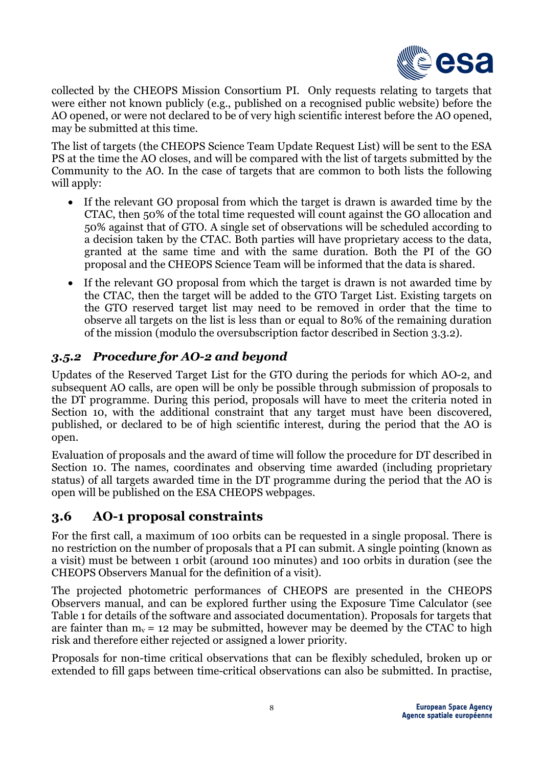collected by the CHEOPS Mission Consortium PI. Only requests relating to targets that were either not known publicly (e.g., published on a recognised public website) before the AO opened, or were not declared to be of very high scientific interest before the AO opened, may be submitted at this time.

The list of targets (the CHEOPS Science Team Update Request List) will be sent to the ESA PS at the time the AO closes, and will be compared with the list of targets submitted by the Community to the AO. In the case of targets that are common to both lists the following will apply:

- If the relevant GO proposal from which the target is drawn is awarded time by the CTAC, then 50% of the total time requested will count against the GO allocation and 50% against that of GTO. A single set of observations will be scheduled according to a decision taken by the CTAC. Both parties will have proprietary access to the data, granted at the same time and with the same duration. Both the PI of the GO proposal and the CHEOPS Science Team will be informed that the data is shared.
- If the relevant GO proposal from which the target is drawn is not awarded time by the CTAC, then the target will be added to the GTO Target List. Existing targets on the GTO reserved target list may need to be removed in order that the time to observe all targets on the list is less than or equal to 80% of the remaining duration of the mission (modulo the oversubscription factor described in Section 3.3.2).

### *3.5.2 Procedure for AO-2 and beyond*

Updates of the Reserved Target List for the GTO during the periods for which AO-2, and subsequent AO calls, are open will be only be possible through submission of proposals to the DT programme. During this period, proposals will have to meet the criteria noted in Section 10, with the additional constraint that any target must have been discovered, published, or declared to be of high scientific interest, during the period that the AO is open.

Evaluation of proposals and the award of time will follow the procedure for DT described in Section 10. The names, coordinates and observing time awarded (including proprietary status) of all targets awarded time in the DT programme during the period that the AO is open will be published on the ESA CHEOPS webpages.

## 3.6 AO-1 proposal constraints

For the first call, a maximum of 100 orbits can be requested in a single proposal. There is no restriction on the number of proposals that a PI can submit. A single pointing (known as a visit) must be between 1 orbit (around 100 minutes) and 100 orbits in duration (see the CHEOPS Observers Manual for the definition of a visit).

The projected photometric performances of CHEOPS are presented in the CHEOPS Observers manual, and can be explored further using the Exposure Time Calculator (see Table 1 for details of the software and associated documentation). Proposals for targets that are fainter than $m_v = 12$ may be submitted, however may be deemed by the CTAC to high risk and therefore either rejected or assigned a lower priority.

Proposals for non-time critical observations that can be flexibly scheduled, broken up or extended to fill gaps between time-critical observations can also be submitted. In practise,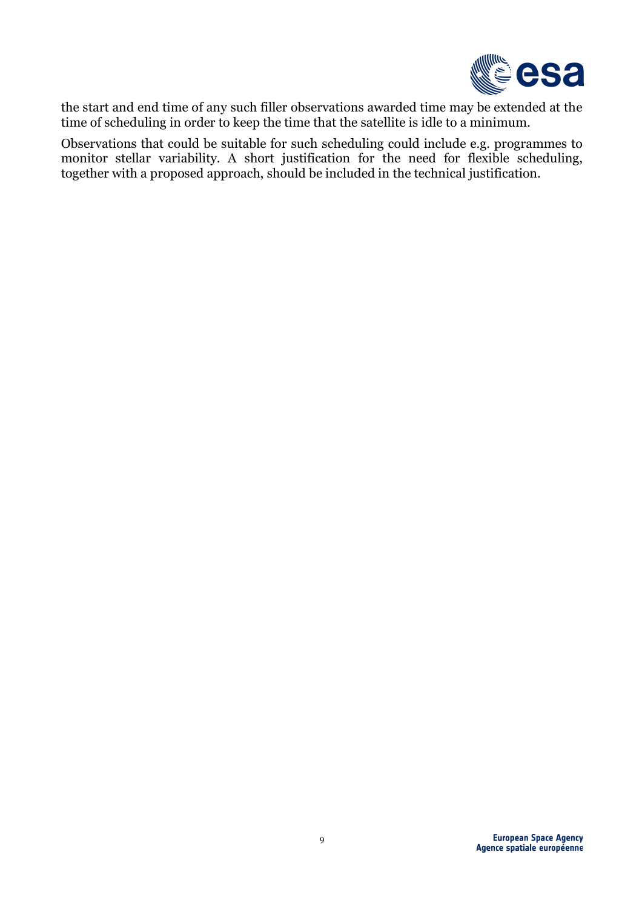the start and end time of any such filler observations awarded time may be extended at the time of scheduling in order to keep the time that the satellite is idle to a minimum.

Observations that could be suitable for such scheduling could include e.g. programmes to monitor stellar variability. A short justification for the need for flexible scheduling, together with a proposed approach, should be included in the technical justification.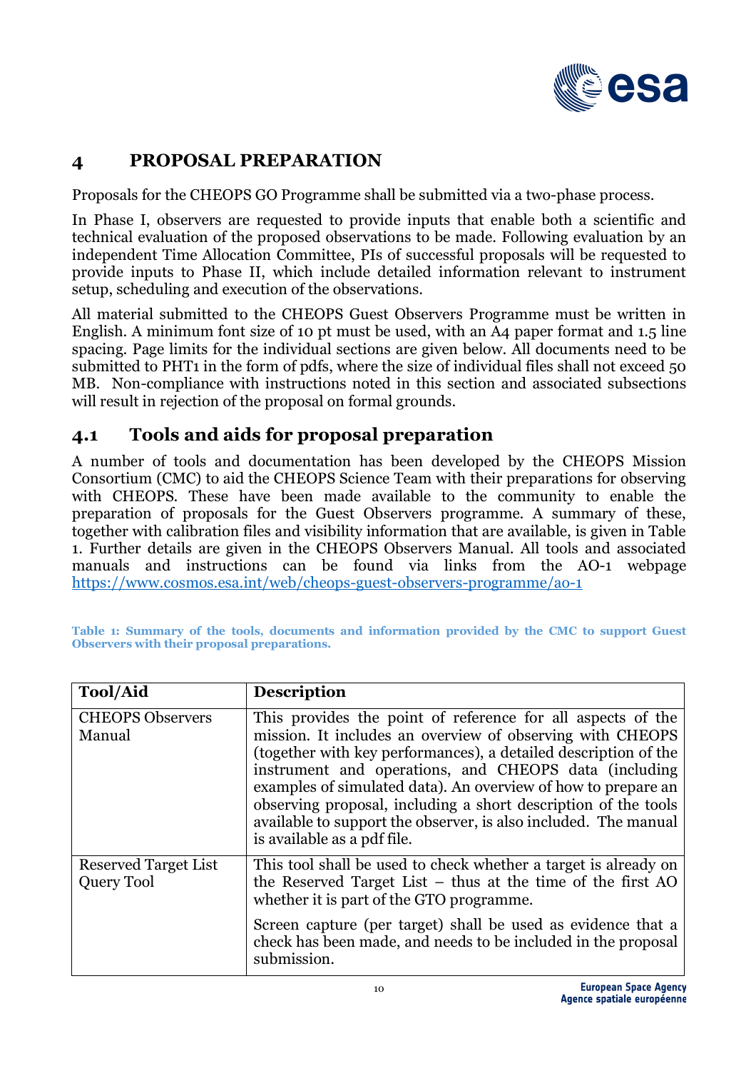# 4 PROPOSAL PREPARATION

Proposals for the CHEOPS GO Programme shall be submitted via a two-phase process.

In Phase I, observers are requested to provide inputs that enable both a scientific and technical evaluation of the proposed observations to be made. Following evaluation by an independent Time Allocation Committee, PIs of successful proposals will be requested to provide inputs to Phase II, which include detailed information relevant to instrument setup, scheduling and execution of the observations.

All material submitted to the CHEOPS Guest Observers Programme must be written in English. A minimum font size of 10 pt must be used, with an A4 paper format and 1.5 line spacing. Page limits for the individual sections are given below. All documents need to be submitted to PHT1 in the form of pdfs, where the size of individual files shall not exceed 50 MB. Non-compliance with instructions noted in this section and associated subsections will result in rejection of the proposal on formal grounds.

## 4.1 Tools and aids for proposal preparation

A number of tools and documentation has been developed by the CHEOPS Mission Consortium (CMC) to aid the CHEOPS Science Team with their preparations for observing with CHEOPS. These have been made available to the community to enable the preparation of proposals for the Guest Observers programme. A summary of these, together with calibration files and visibility information that are available, is given in Table 1. Further details are given in the CHEOPS Observers Manual. All tools and associated manuals and instructions can be found via links from the AO-1 webpage https://www.cosmos.esa.int/web/cheops-guest-observers-programme/ao-1

**Table 1: Summary of the tools, documents and information provided by the CMC to support Guest Observers with their proposal preparations.**

| Tool/Aid | Description |
|---|---|
| CHEOPS Observers Manual | This provides the point of reference for all aspects of the mission. It includes an overview of observing with CHEOPS (together with key performances), a detailed description of the instrument and operations, and CHEOPS data (including examples of simulated data). An overview of how to prepare an observing proposal, including a short description of the tools available to support the observer, is also included. The manual is available as a pdf file. |
| Reserved Target List Query Tool | This tool shall be used to check whether a target is already on the Reserved Target List – thus at the time of the first AO whether it is part of the GTO programme.<br><br>Screen capture (per target) shall be used as evidence that a check has been made, and needs to be included in the proposal submission. |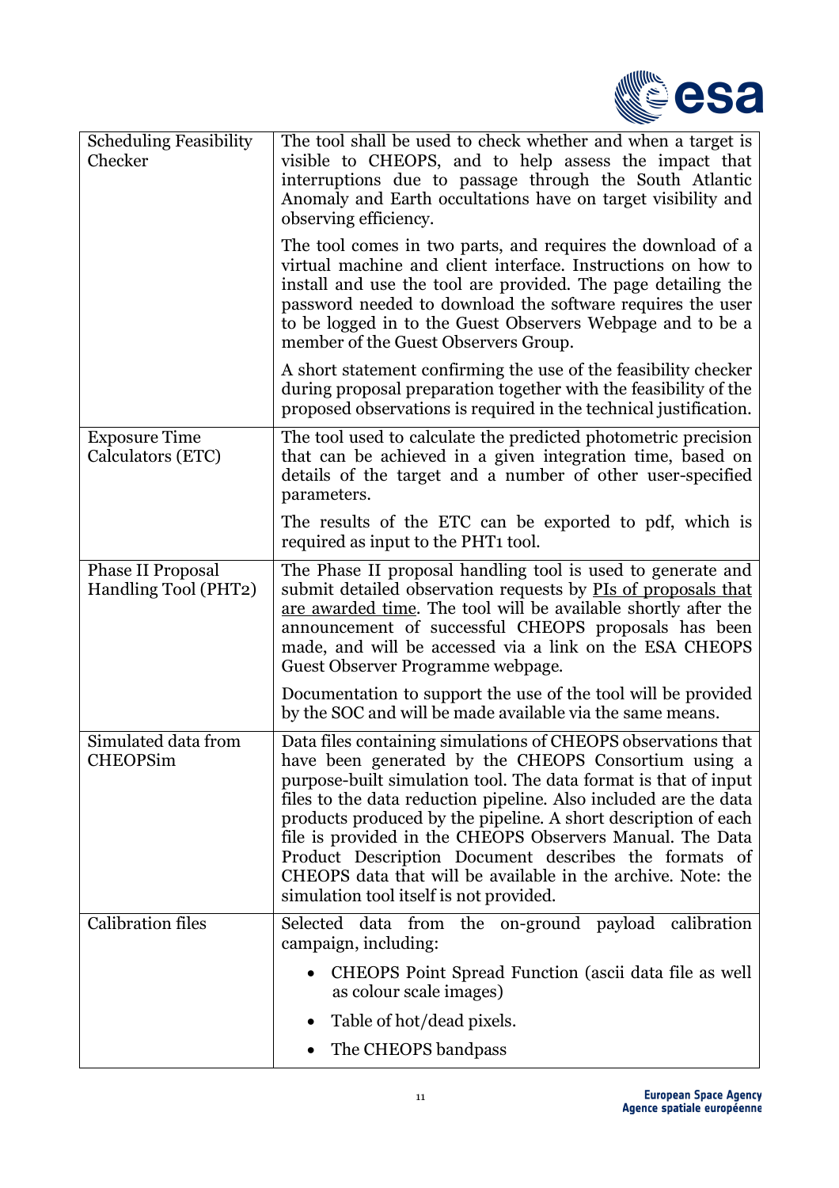| | |
|---|---|
| Scheduling Feasibility Checker | The tool shall be used to check whether and when a target is visible to CHEOPS, and to help assess the impact that interruptions due to passage through the South Atlantic Anomaly and Earth occultations have on target visibility and observing efficiency.<br><br>The tool comes in two parts, and requires the download of a virtual machine and client interface. Instructions on how to install and use the tool are provided. The page detailing the password needed to download the software requires the user to be logged in to the Guest Observers Webpage and to be a member of the Guest Observers Group.<br><br>A short statement confirming the use of the feasibility checker during proposal preparation together with the feasibility of the proposed observations is required in the technical justification. |
| Exposure Time Calculators (ETC) | The tool used to calculate the predicted photometric precision that can be achieved in a given integration time, based on details of the target and a number of other user-specified parameters.<br><br>The results of the ETC can be exported to pdf, which is required as input to the PHT1 tool. |
| Phase II Proposal Handling Tool (PHT2) | The Phase II proposal handling tool is used to generate and submit detailed observation requests by PIs of proposals that are awarded time. The tool will be available shortly after the announcement of successful CHEOPS proposals has been made, and will be accessed via a link on the ESA CHEOPS Guest Observer Programme webpage.<br><br>Documentation to support the use of the tool will be provided by the SOC and will be made available via the same means. |
| Simulated data from CHEOPSim | Data files containing simulations of CHEOPS observations that have been generated by the CHEOPS Consortium using a purpose-built simulation tool. The data format is that of input files to the data reduction pipeline. Also included are the data products produced by the pipeline. A short description of each file is provided in the CHEOPS Observers Manual. The Data Product Description Document describes the formats of CHEOPS data that will be available in the archive. Note: the simulation tool itself is not provided. |
| Calibration files | Selected data from the on-ground payload calibration campaign, including:<br><br>• CHEOPS Point Spread Function (ascii data file as well as colour scale images)<br><br>• Table of hot/dead pixels.<br><br>• The CHEOPS bandpass |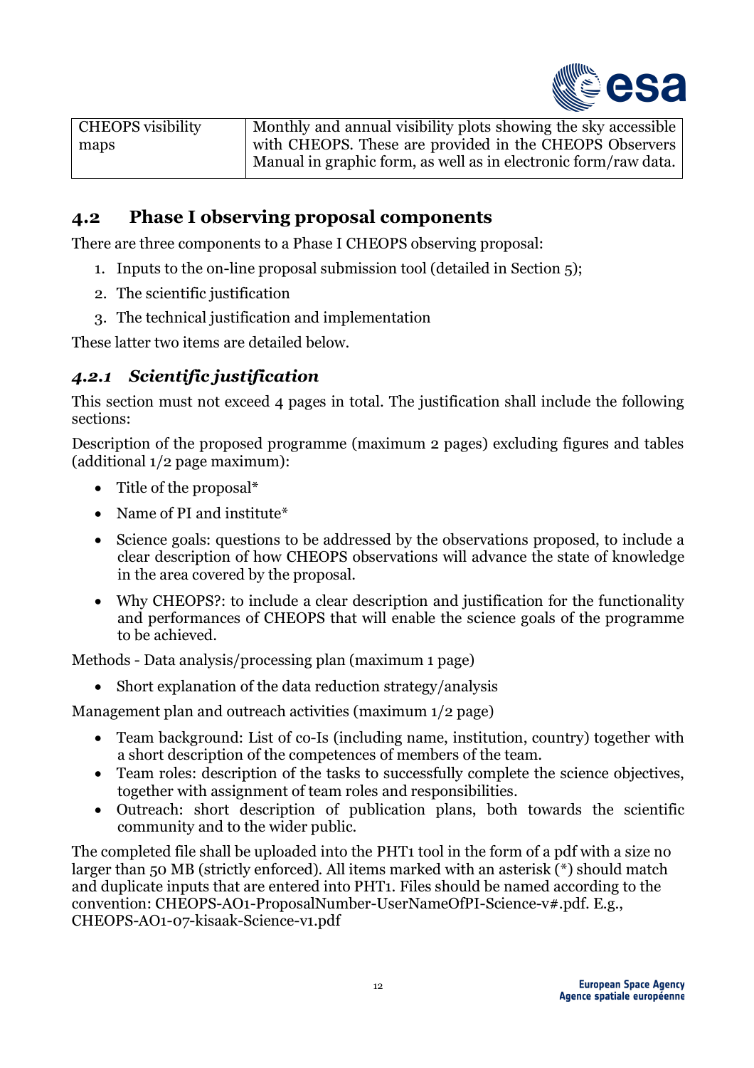| CHEOPS visibility maps | Monthly and annual visibility plots showing the sky accessible with CHEOPS. These are provided in the CHEOPS Observers Manual in graphic form, as well as in electronic form/raw data. |
|---|---|

## 4.2 Phase I observing proposal components

There are three components to a Phase I CHEOPS observing proposal:

1. Inputs to the on-line proposal submission tool (detailed in Section 5);
2. The scientific justification
3. The technical justification and implementation

These latter two items are detailed below.

### *4.2.1 Scientific justification*

This section must not exceed 4 pages in total. The justification shall include the following sections:

Description of the proposed programme (maximum 2 pages) excluding figures and tables (additional 1/2 page maximum):

- Title of the proposal*
- Name of PI and institute*
- Science goals: questions to be addressed by the observations proposed, to include a clear description of how CHEOPS observations will advance the state of knowledge in the area covered by the proposal.
- Why CHEOPS?: to include a clear description and justification for the functionality and performances of CHEOPS that will enable the science goals of the programme to be achieved.

Methods - Data analysis/processing plan (maximum 1 page)

- Short explanation of the data reduction strategy/analysis

Management plan and outreach activities (maximum 1/2 page)

- Team background: List of co-Is (including name, institution, country) together with a short description of the competences of members of the team.
- Team roles: description of the tasks to successfully complete the science objectives, together with assignment of team roles and responsibilities.
- Outreach: short description of publication plans, both towards the scientific community and to the wider public.

The completed file shall be uploaded into the PHT1 tool in the form of a pdf with a size no larger than 50 MB (strictly enforced). All items marked with an asterisk (*) should match and duplicate inputs that are entered into PHT1. Files should be named according to the convention: CHEOPS-AO1-ProposalNumber-UserNameOfPI-Science-v#.pdf. E.g., CHEOPS-AO1-07-kisaak-Science-v1.pdf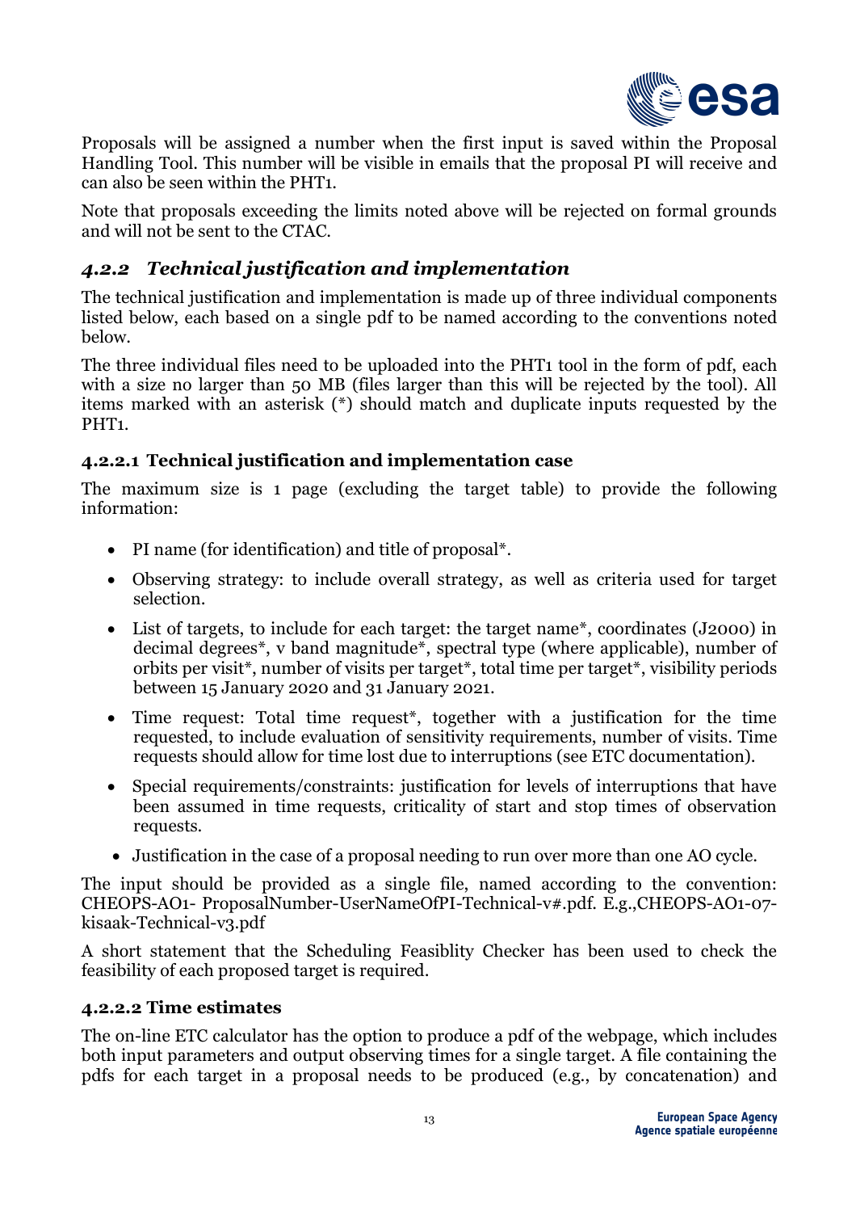Proposals will be assigned a number when the first input is saved within the Proposal Handling Tool. This number will be visible in emails that the proposal PI will receive and can also be seen within the PHT1.

Note that proposals exceeding the limits noted above will be rejected on formal grounds and will not be sent to the CTAC.

### *4.2.2 Technical justification and implementation*

The technical justification and implementation is made up of three individual components listed below, each based on a single pdf to be named according to the conventions noted below.

The three individual files need to be uploaded into the PHT1 tool in the form of pdf, each with a size no larger than 50 MB (files larger than this will be rejected by the tool). All items marked with an asterisk (*) should match and duplicate inputs requested by the PHT1.

#### **4.2.2.1 Technical justification and implementation case**

The maximum size is 1 page (excluding the target table) to provide the following information:

- PI name (for identification) and title of proposal*.
- Observing strategy: to include overall strategy, as well as criteria used for target selection.
- List of targets, to include for each target: the target name*, coordinates (J2000) in decimal degrees*, v band magnitude*, spectral type (where applicable), number of orbits per visit*, number of visits per target*, total time per target*, visibility periods between 15 January 2020 and 31 January 2021.
- Time request: Total time request*, together with a justification for the time requested, to include evaluation of sensitivity requirements, number of visits. Time requests should allow for time lost due to interruptions (see ETC documentation).
- Special requirements/constraints: justification for levels of interruptions that have been assumed in time requests, criticality of start and stop times of observation requests.
- Justification in the case of a proposal needing to run over more than one AO cycle.

The input should be provided as a single file, named according to the convention: CHEOPS-AO1- ProposalNumber-UserNameOfPI-Technical-v#.pdf. E.g.,CHEOPS-AO1-07-kisaak-Technical-v3.pdf

A short statement that the Scheduling Feasiblity Checker has been used to check the feasibility of each proposed target is required.

#### **4.2.2.2 Time estimates**

The on-line ETC calculator has the option to produce a pdf of the webpage, which includes both input parameters and output observing times for a single target. A file containing the pdfs for each target in a proposal needs to be produced (e.g., by concatenation) and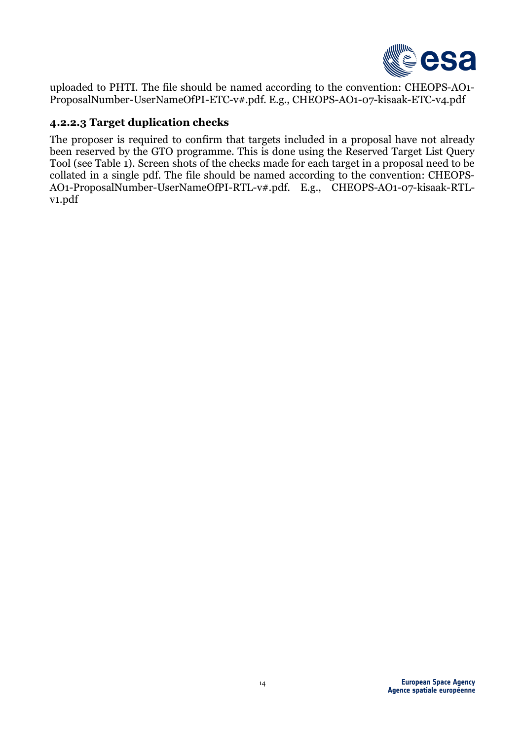uploaded to PHTI. The file should be named according to the convention: CHEOPS-AO1-ProposalNumber-UserNameOfPI-ETC-v#.pdf. E.g., CHEOPS-AO1-07-kisaak-ETC-v4.pdf

#### 4.2.2.3 Target duplication checks

The proposer is required to confirm that targets included in a proposal have not already been reserved by the GTO programme. This is done using the Reserved Target List Query Tool (see Table 1). Screen shots of the checks made for each target in a proposal need to be collated in a single pdf. The file should be named according to the convention: CHEOPS-AO1-ProposalNumber-UserNameOfPI-RTL-v#.pdf. E.g., CHEOPS-AO1-07-kisaak-RTL-v1.pdf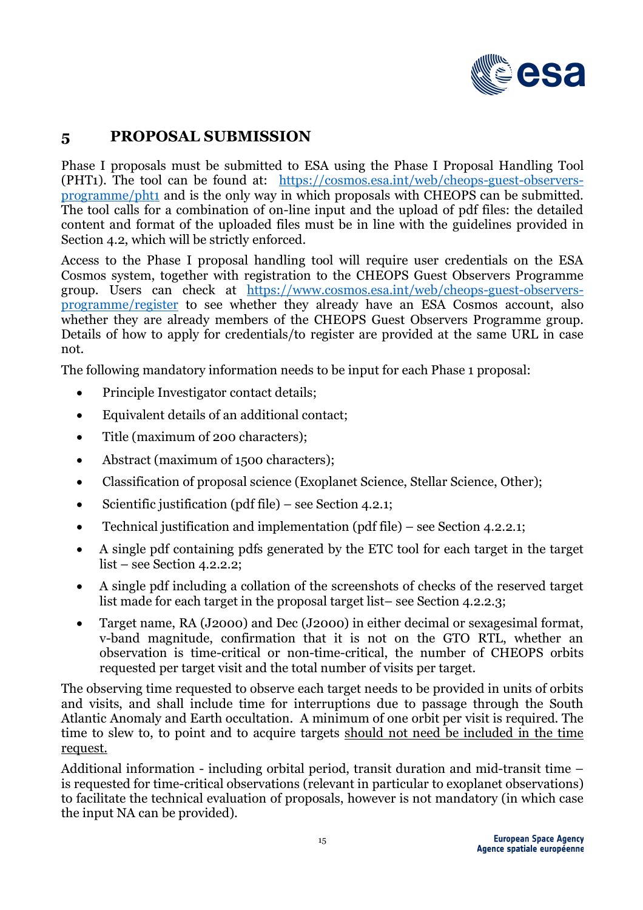# 5 PROPOSAL SUBMISSION

Phase I proposals must be submitted to ESA using the Phase I Proposal Handling Tool (PHT1). The tool can be found at: https://cosmos.esa.int/web/cheops-guest-observers-programme/pht1 and is the only way in which proposals with CHEOPS can be submitted. The tool calls for a combination of on-line input and the upload of pdf files: the detailed content and format of the uploaded files must be in line with the guidelines provided in Section 4.2, which will be strictly enforced.

Access to the Phase I proposal handling tool will require user credentials on the ESA Cosmos system, together with registration to the CHEOPS Guest Observers Programme group. Users can check at https://www.cosmos.esa.int/web/cheops-guest-observers-programme/register to see whether they already have an ESA Cosmos account, also whether they are already members of the CHEOPS Guest Observers Programme group. Details of how to apply for credentials/to register are provided at the same URL in case not.

The following mandatory information needs to be input for each Phase 1 proposal:

- Principle Investigator contact details;
- Equivalent details of an additional contact;
- Title (maximum of 200 characters);
- Abstract (maximum of 1500 characters);
- Classification of proposal science (Exoplanet Science, Stellar Science, Other);
- Scientific justification (pdf file) – see Section 4.2.1;
- Technical justification and implementation (pdf file) – see Section 4.2.2.1;
- A single pdf containing pdfs generated by the ETC tool for each target in the target list – see Section 4.2.2.2;
- A single pdf including a collation of the screenshots of checks of the reserved target list made for each target in the proposal target list– see Section 4.2.2.3;
- Target name, RA (J2000) and Dec (J2000) in either decimal or sexagesimal format, v-band magnitude, confirmation that it is not on the GTO RTL, whether an observation is time-critical or non-time-critical, the number of CHEOPS orbits requested per target visit and the total number of visits per target.

The observing time requested to observe each target needs to be provided in units of orbits and visits, and shall include time for interruptions due to passage through the South Atlantic Anomaly and Earth occultation. A minimum of one orbit per visit is required. The time to slew to, to point and to acquire targets should not need be included in the time request.

Additional information - including orbital period, transit duration and mid-transit time – is requested for time-critical observations (relevant in particular to exoplanet observations) to facilitate the technical evaluation of proposals, however is not mandatory (in which case the input NA can be provided).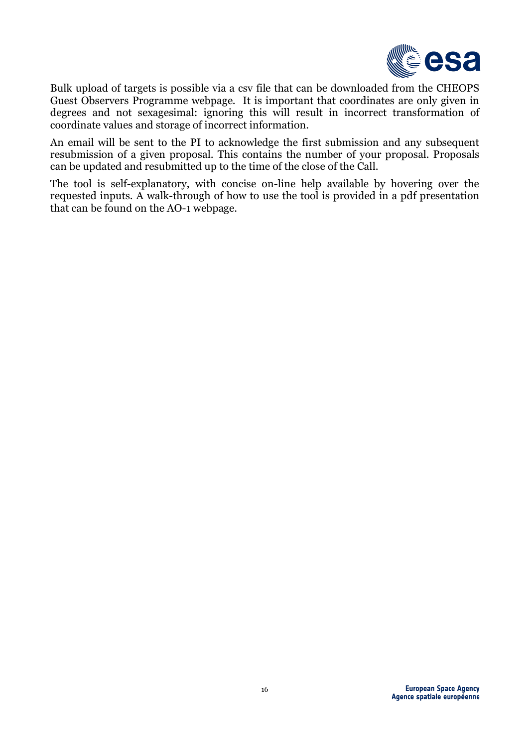Bulk upload of targets is possible via a csv file that can be downloaded from the CHEOPS Guest Observers Programme webpage. It is important that coordinates are only given in degrees and not sexagesimal: ignoring this will result in incorrect transformation of coordinate values and storage of incorrect information.

An email will be sent to the PI to acknowledge the first submission and any subsequent resubmission of a given proposal. This contains the number of your proposal. Proposals can be updated and resubmitted up to the time of the close of the Call.

The tool is self-explanatory, with concise on-line help available by hovering over the requested inputs. A walk-through of how to use the tool is provided in a pdf presentation that can be found on the AO-1 webpage.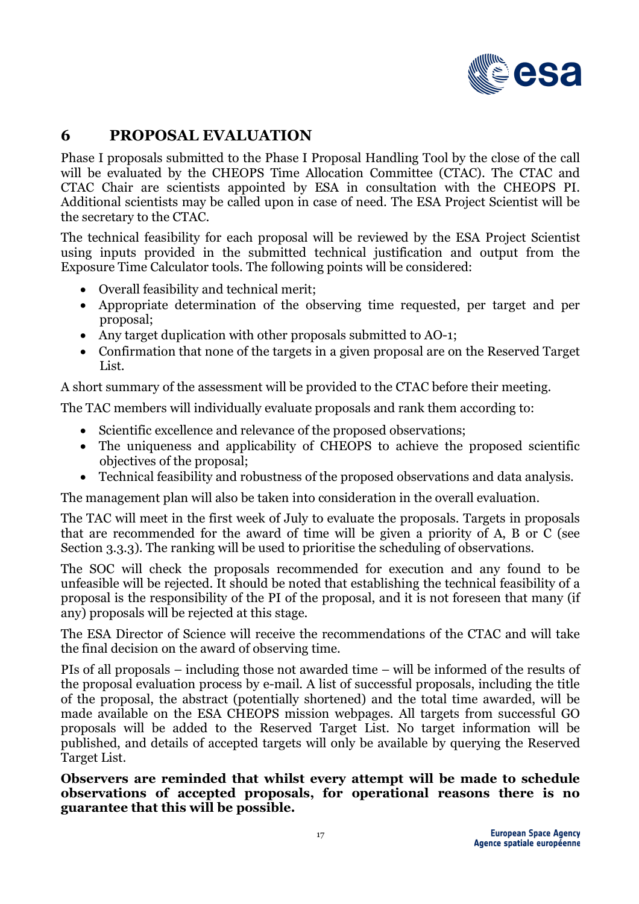# 6 PROPOSAL EVALUATION

Phase I proposals submitted to the Phase I Proposal Handling Tool by the close of the call will be evaluated by the CHEOPS Time Allocation Committee (CTAC). The CTAC and CTAC Chair are scientists appointed by ESA in consultation with the CHEOPS PI. Additional scientists may be called upon in case of need. The ESA Project Scientist will be the secretary to the CTAC.

The technical feasibility for each proposal will be reviewed by the ESA Project Scientist using inputs provided in the submitted technical justification and output from the Exposure Time Calculator tools. The following points will be considered:

- Overall feasibility and technical merit;
- Appropriate determination of the observing time requested, per target and per proposal;
- Any target duplication with other proposals submitted to AO-1;
- Confirmation that none of the targets in a given proposal are on the Reserved Target List.

A short summary of the assessment will be provided to the CTAC before their meeting.

The TAC members will individually evaluate proposals and rank them according to:

- Scientific excellence and relevance of the proposed observations;
- The uniqueness and applicability of CHEOPS to achieve the proposed scientific objectives of the proposal;
- Technical feasibility and robustness of the proposed observations and data analysis.

The management plan will also be taken into consideration in the overall evaluation.

The TAC will meet in the first week of July to evaluate the proposals. Targets in proposals that are recommended for the award of time will be given a priority of A, B or C (see Section 3.3.3). The ranking will be used to prioritise the scheduling of observations.

The SOC will check the proposals recommended for execution and any found to be unfeasible will be rejected. It should be noted that establishing the technical feasibility of a proposal is the responsibility of the PI of the proposal, and it is not foreseen that many (if any) proposals will be rejected at this stage.

The ESA Director of Science will receive the recommendations of the CTAC and will take the final decision on the award of observing time.

PIs of all proposals – including those not awarded time – will be informed of the results of the proposal evaluation process by e-mail. A list of successful proposals, including the title of the proposal, the abstract (potentially shortened) and the total time awarded, will be made available on the ESA CHEOPS mission webpages. All targets from successful GO proposals will be added to the Reserved Target List. No target information will be published, and details of accepted targets will only be available by querying the Reserved Target List.

**Observers are reminded that whilst every attempt will be made to schedule observations of accepted proposals, for operational reasons there is no guarantee that this will be possible.**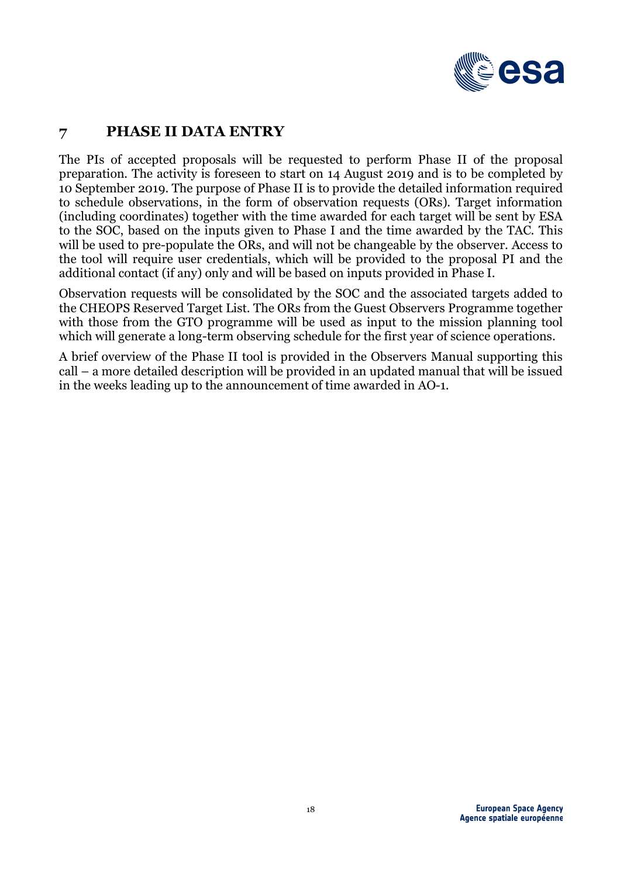# 7 PHASE II DATA ENTRY

The PIs of accepted proposals will be requested to perform Phase II of the proposal preparation. The activity is foreseen to start on 14 August 2019 and is to be completed by 10 September 2019. The purpose of Phase II is to provide the detailed information required to schedule observations, in the form of observation requests (ORs). Target information (including coordinates) together with the time awarded for each target will be sent by ESA to the SOC, based on the inputs given to Phase I and the time awarded by the TAC. This will be used to pre-populate the ORs, and will not be changeable by the observer. Access to the tool will require user credentials, which will be provided to the proposal PI and the additional contact (if any) only and will be based on inputs provided in Phase I.

Observation requests will be consolidated by the SOC and the associated targets added to the CHEOPS Reserved Target List. The ORs from the Guest Observers Programme together with those from the GTO programme will be used as input to the mission planning tool which will generate a long-term observing schedule for the first year of science operations.

A brief overview of the Phase II tool is provided in the Observers Manual supporting this call – a more detailed description will be provided in an updated manual that will be issued in the weeks leading up to the announcement of time awarded in AO-1.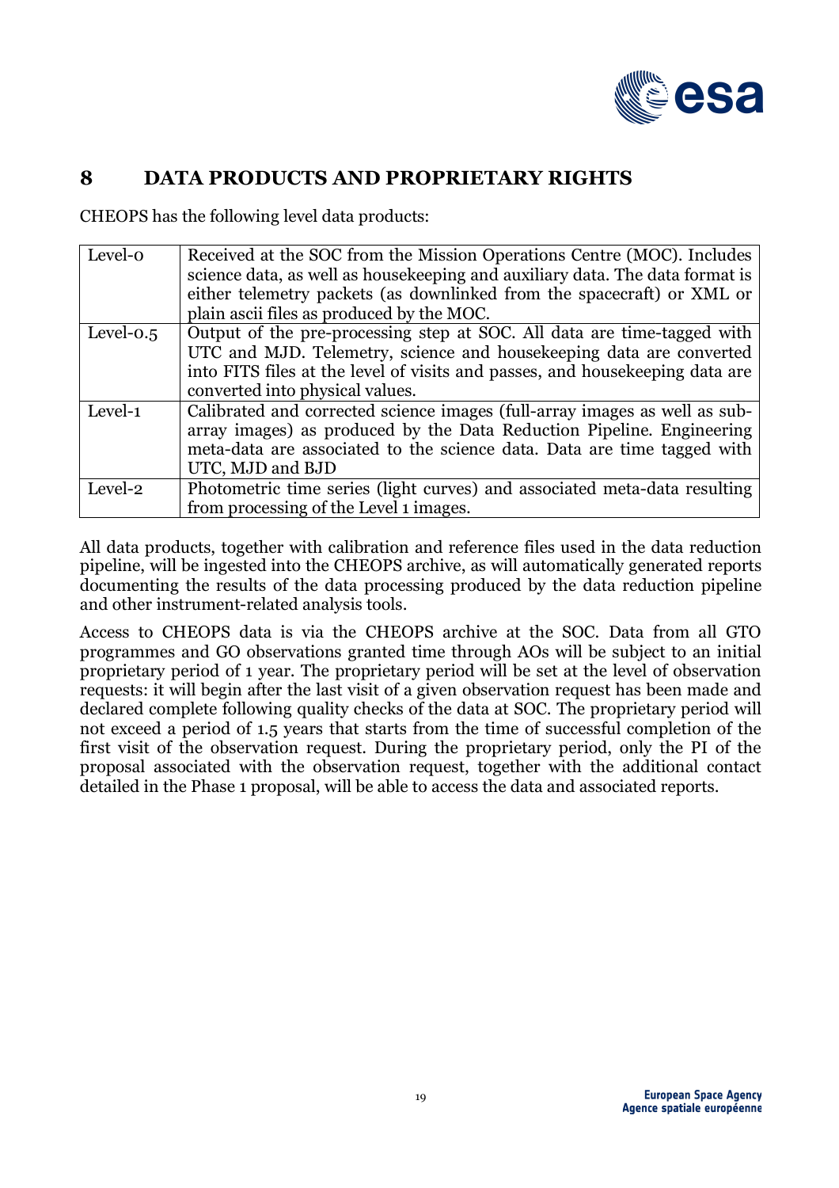# 8 DATA PRODUCTS AND PROPRIETARY RIGHTS

CHEOPS has the following level data products:

| | |
|---|---|
| Level-0 | Received at the SOC from the Mission Operations Centre (MOC). Includes science data, as well as housekeeping and auxiliary data. The data format is either telemetry packets (as downlinked from the spacecraft) or XML or plain ascii files as produced by the MOC. |
| Level-0.5 | Output of the pre-processing step at SOC. All data are time-tagged with UTC and MJD. Telemetry, science and housekeeping data are converted into FITS files at the level of visits and passes, and housekeeping data are converted into physical values. |
| Level-1 | Calibrated and corrected science images (full-array images as well as sub-array images) as produced by the Data Reduction Pipeline. Engineering meta-data are associated to the science data. Data are time tagged with UTC, MJD and BJD |
| Level-2 | Photometric time series (light curves) and associated meta-data resulting from processing of the Level 1 images. |

All data products, together with calibration and reference files used in the data reduction pipeline, will be ingested into the CHEOPS archive, as will automatically generated reports documenting the results of the data processing produced by the data reduction pipeline and other instrument-related analysis tools.

Access to CHEOPS data is via the CHEOPS archive at the SOC. Data from all GTO programmes and GO observations granted time through AOs will be subject to an initial proprietary period of 1 year. The proprietary period will be set at the level of observation requests: it will begin after the last visit of a given observation request has been made and declared complete following quality checks of the data at SOC. The proprietary period will not exceed a period of 1.5 years that starts from the time of successful completion of the first visit of the observation request. During the proprietary period, only the PI of the proposal associated with the observation request, together with the additional contact detailed in the Phase 1 proposal, will be able to access the data and associated reports.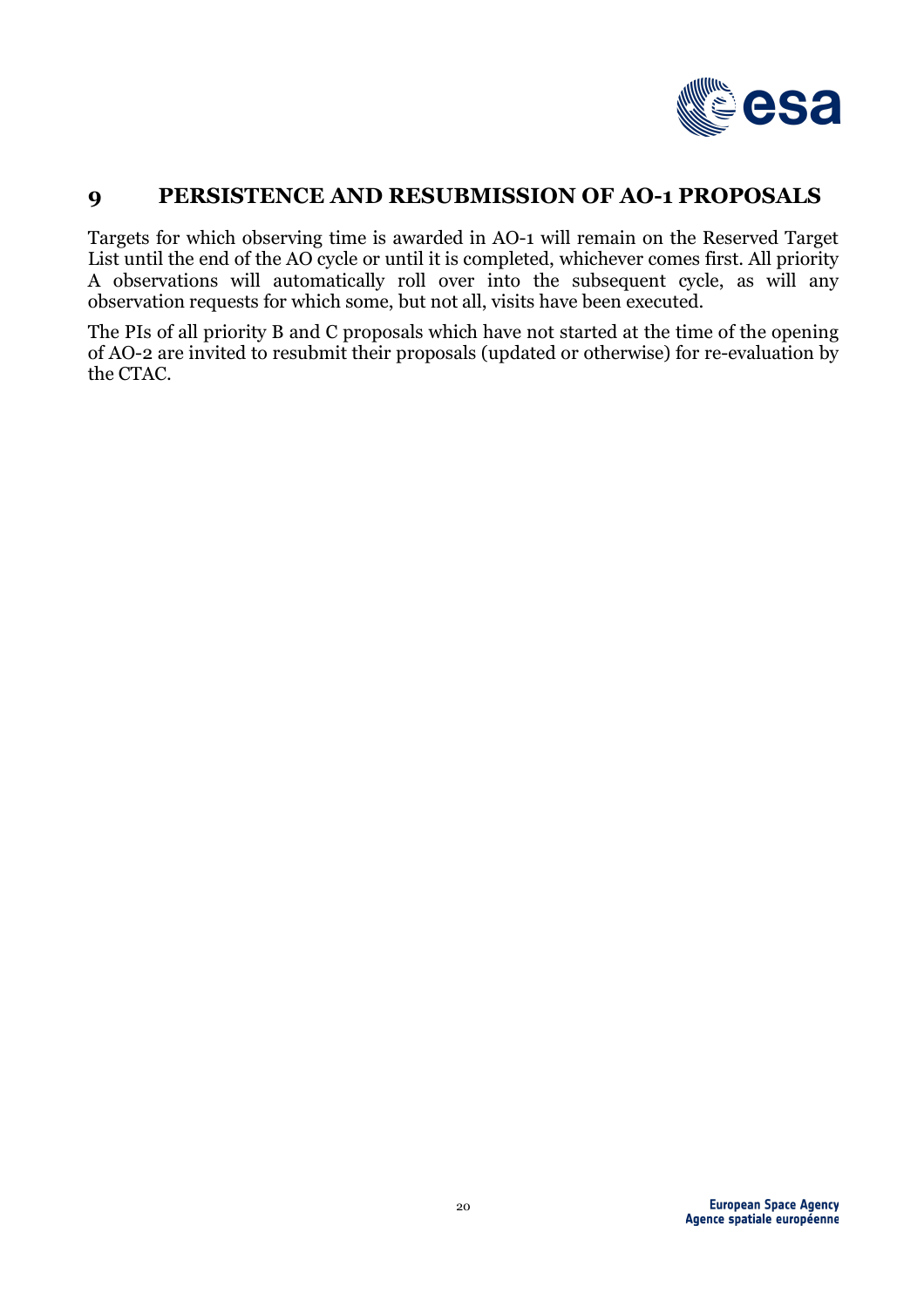# 9 PERSISTENCE AND RESUBMISSION OF AO-1 PROPOSALS

Targets for which observing time is awarded in AO-1 will remain on the Reserved Target List until the end of the AO cycle or until it is completed, whichever comes first. All priority A observations will automatically roll over into the subsequent cycle, as will any observation requests for which some, but not all, visits have been executed.

The PIs of all priority B and C proposals which have not started at the time of the opening of AO-2 are invited to resubmit their proposals (updated or otherwise) for re-evaluation by the CTAC.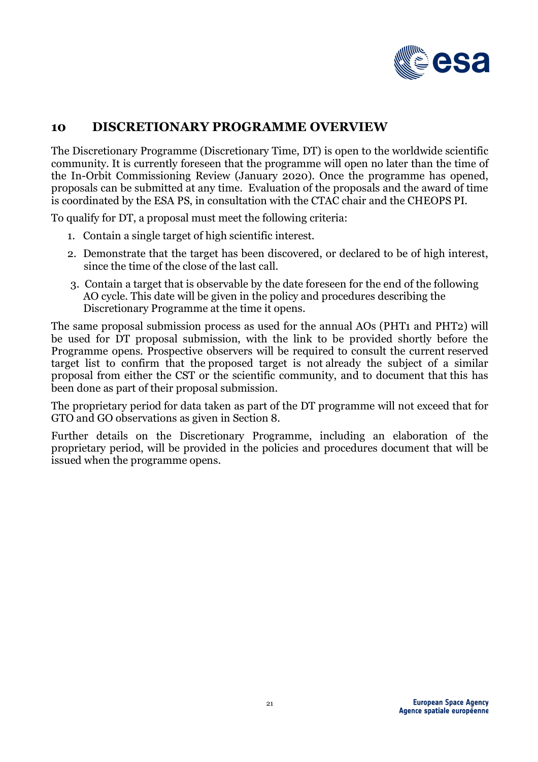# 10 DISCRETIONARY PROGRAMME OVERVIEW

The Discretionary Programme (Discretionary Time, DT) is open to the worldwide scientific community. It is currently foreseen that the programme will open no later than the time of the In-Orbit Commissioning Review (January 2020). Once the programme has opened, proposals can be submitted at any time. Evaluation of the proposals and the award of time is coordinated by the ESA PS, in consultation with the CTAC chair and the CHEOPS PI.

To qualify for DT, a proposal must meet the following criteria:

1. Contain a single target of high scientific interest.
2. Demonstrate that the target has been discovered, or declared to be of high interest, since the time of the close of the last call.
3. Contain a target that is observable by the date foreseen for the end of the following AO cycle. This date will be given in the policy and procedures describing the Discretionary Programme at the time it opens.

The same proposal submission process as used for the annual AOs (PHT1 and PHT2) will be used for DT proposal submission, with the link to be provided shortly before the Programme opens. Prospective observers will be required to consult the current reserved target list to confirm that the proposed target is not already the subject of a similar proposal from either the CST or the scientific community, and to document that this has been done as part of their proposal submission.

The proprietary period for data taken as part of the DT programme will not exceed that for GTO and GO observations as given in Section 8.

Further details on the Discretionary Programme, including an elaboration of the proprietary period, will be provided in the policies and procedures document that will be issued when the programme opens.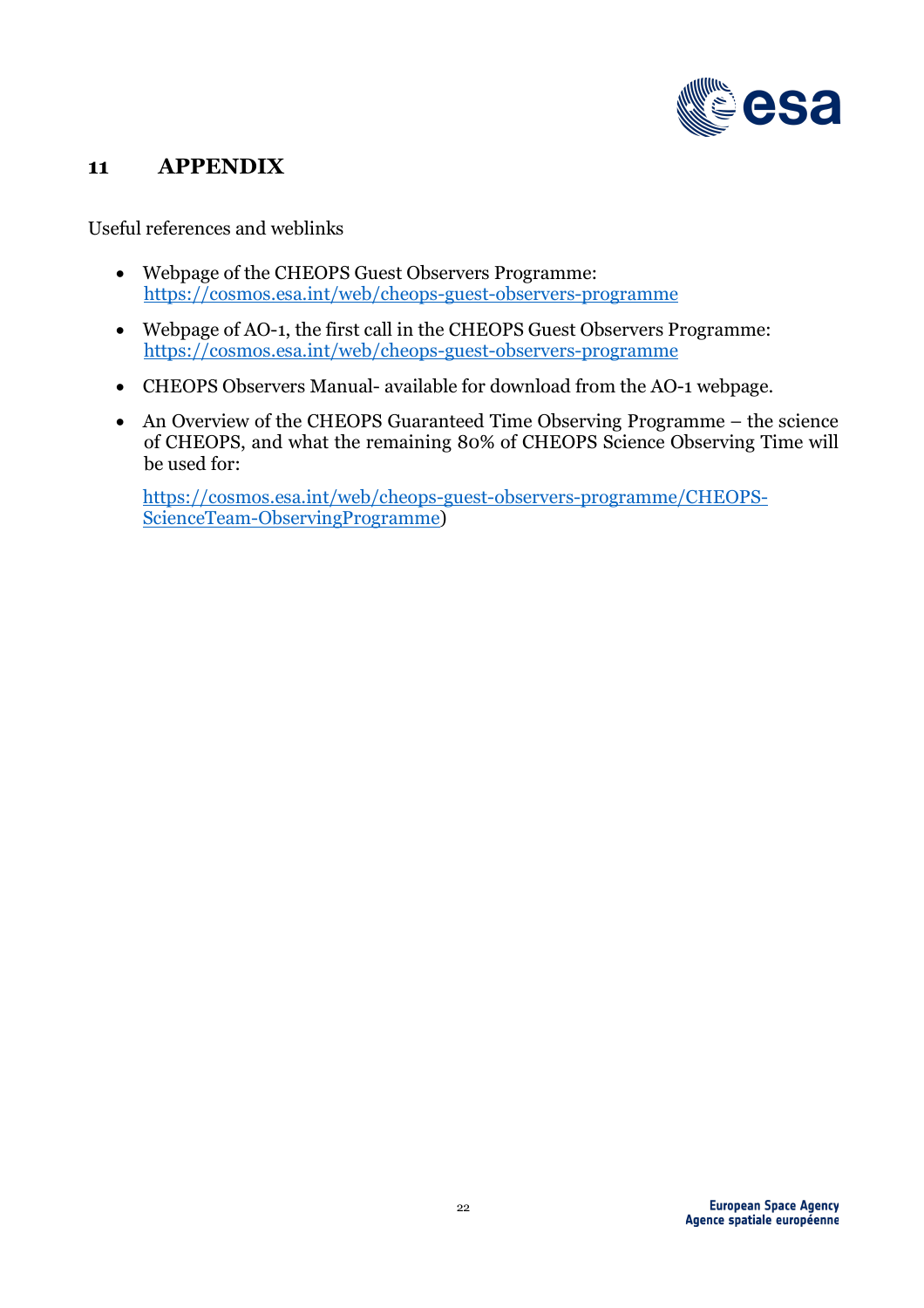# 11 APPENDIX

Useful references and weblinks

- Webpage of the CHEOPS Guest Observers Programme: https://cosmos.esa.int/web/cheops-guest-observers-programme
- Webpage of AO-1, the first call in the CHEOPS Guest Observers Programme: https://cosmos.esa.int/web/cheops-guest-observers-programme
- CHEOPS Observers Manual- available for download from the AO-1 webpage.
- An Overview of the CHEOPS Guaranteed Time Observing Programme – the science of CHEOPS, and what the remaining 80% of CHEOPS Science Observing Time will be used for:

  https://cosmos.esa.int/web/cheops-guest-observers-programme/CHEOPS-ScienceTeam-ObservingProgramme)